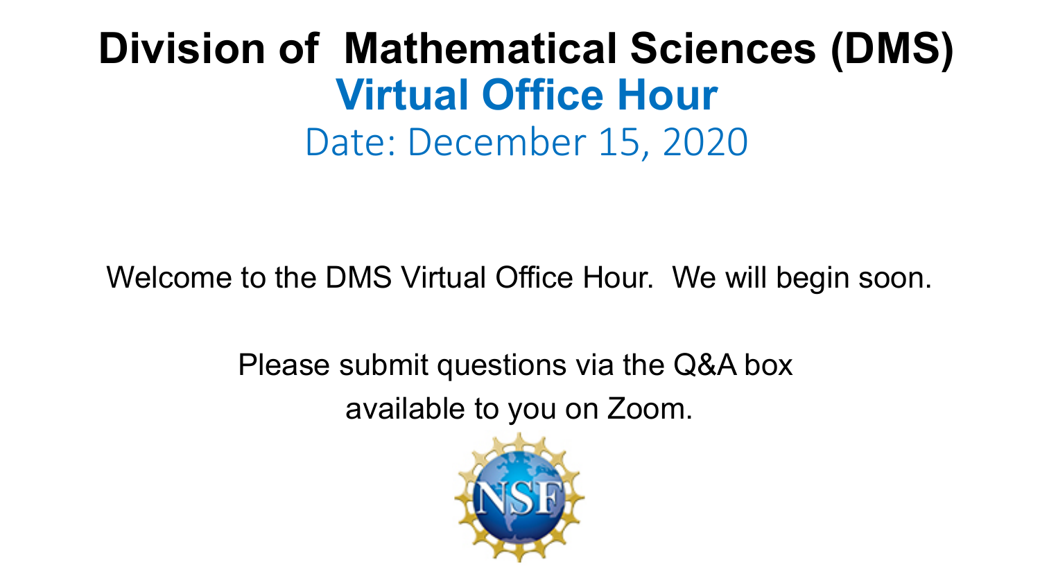# Division of Mathematical Sciences (DMS)

## Virtual Office Hour

Date: December 15, 2020

Welcome to the DMS Virtual Office Hour. We will begin soon.

Please submit questions via the Q&A box available to you on Zoom.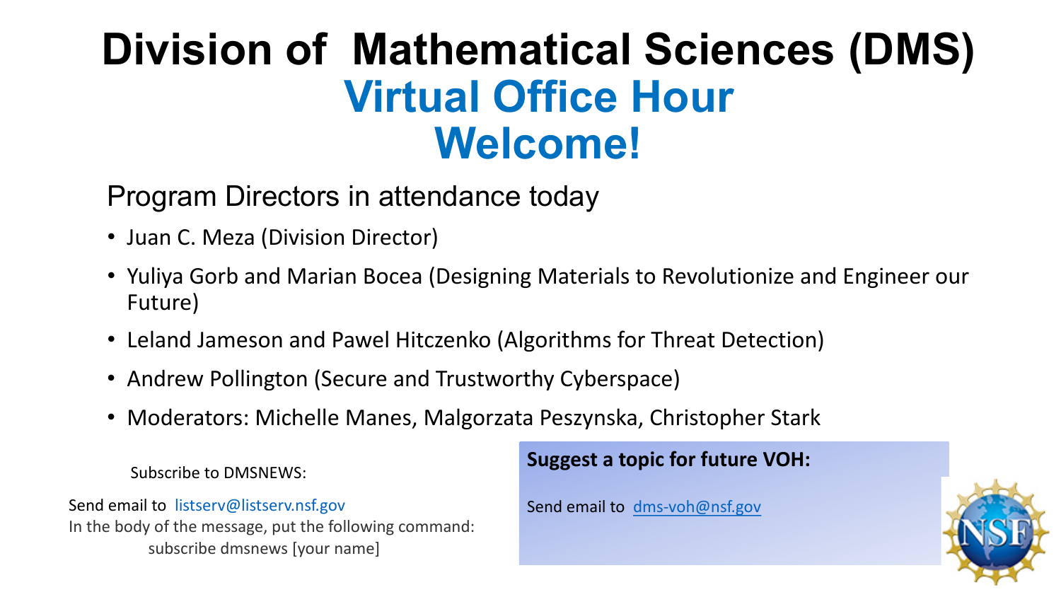# Division of Mathematical Sciences (DMS)

## Virtual Office Hour

## Welcome!

Program Directors in attendance today

- Juan C. Meza (Division Director)
- Yuliya Gorb and Marian Bocea (Designing Materials to Revolutionize and Engineer our Future)
- Leland Jameson and Pawel Hitczenko (Algorithms for Threat Detection)
- Andrew Pollington (Secure and Trustworthy Cyberspace)
- Moderators: Michelle Manes, Malgorzata Peszynska, Christopher Stark

Subscribe to DMSNEWS:

Send email to listserv@listserv.nsf.gov
In the body of the message, put the following command:
subscribe dmsnews [your name]

**Suggest a topic for future VOH:**

Send email to dms-voh@nsf.gov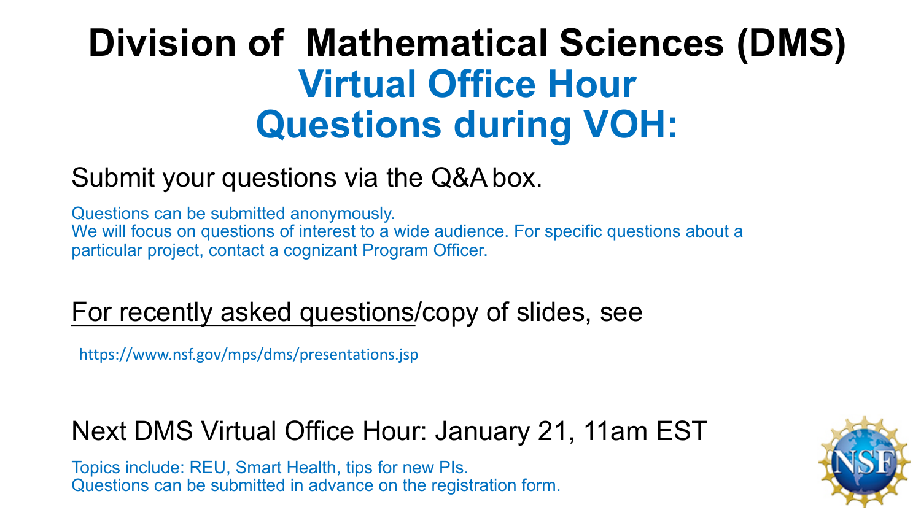# Division of Mathematical Sciences (DMS)

## Virtual Office Hour

## Questions during VOH:

Submit your questions via the Q&A box.

Questions can be submitted anonymously.
We will focus on questions of interest to a wide audience. For specific questions about a particular project, contact a cognizant Program Officer.

For recently asked questions/copy of slides, see

https://www.nsf.gov/mps/dms/presentations.jsp

Next DMS Virtual Office Hour: January 21, 11am EST

Topics include: REU, Smart Health, tips for new PIs.
Questions can be submitted in advance on the registration form.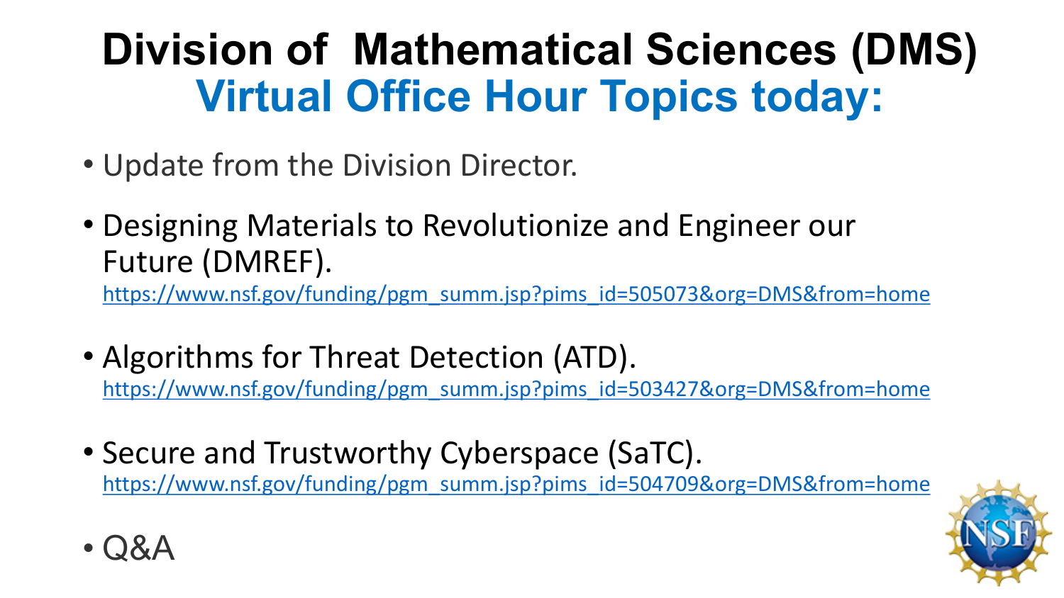# Division of Mathematical Sciences (DMS)

## Virtual Office Hour Topics today:

- Update from the Division Director.
- Designing Materials to Revolutionize and Engineer our Future (DMREF).
  https://www.nsf.gov/funding/pgm_summ.jsp?pims_id=505073&org=DMS&from=home
- Algorithms for Threat Detection (ATD).
  https://www.nsf.gov/funding/pgm_summ.jsp?pims_id=503427&org=DMS&from=home
- Secure and Trustworthy Cyberspace (SaTC).
  https://www.nsf.gov/funding/pgm_summ.jsp?pims_id=504709&org=DMS&from=home
- Q&A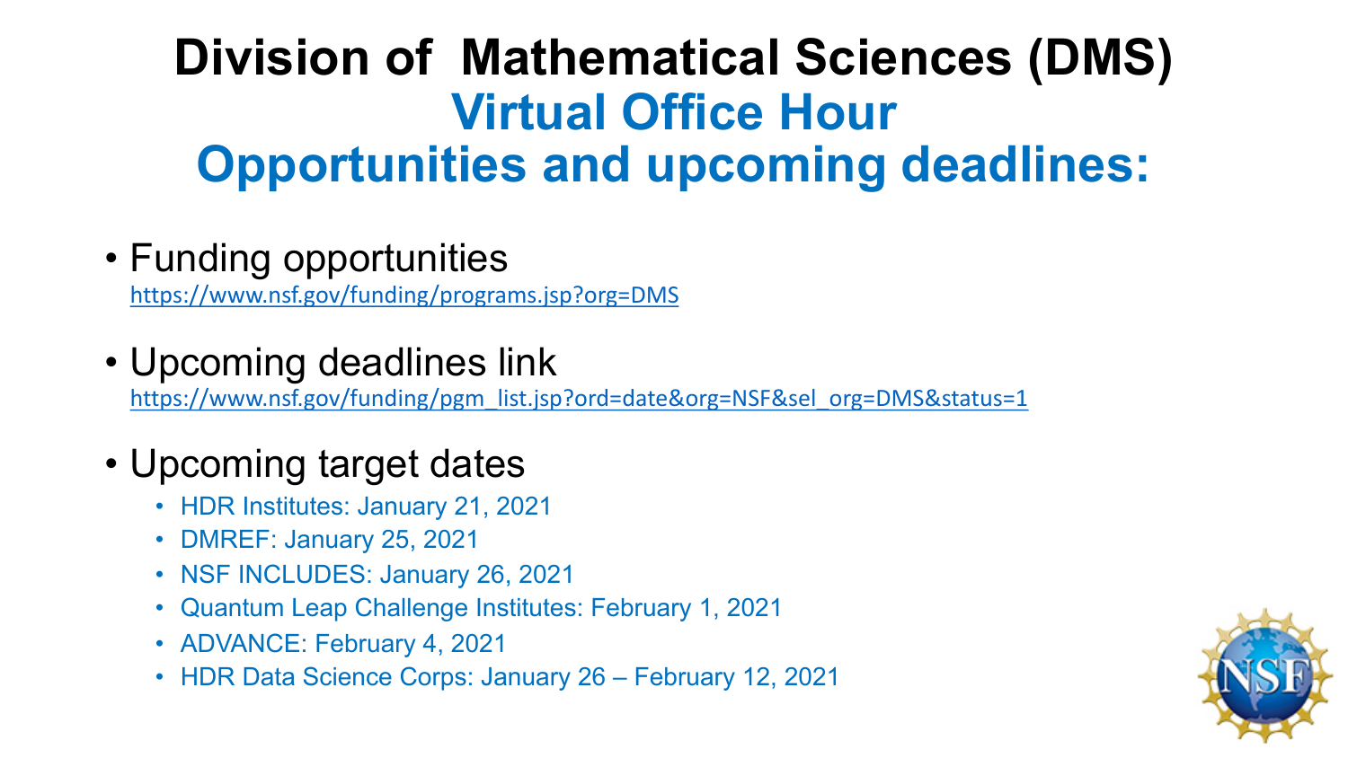# Division of Mathematical Sciences (DMS)

## Virtual Office Hour

## Opportunities and upcoming deadlines:

- Funding opportunities
  https://www.nsf.gov/funding/programs.jsp?org=DMS

- Upcoming deadlines link
  https://www.nsf.gov/funding/pgm_list.jsp?ord=date&org=NSF&sel_org=DMS&status=1

- Upcoming target dates
  - HDR Institutes: January 21, 2021
  - DMREF: January 25, 2021
  - NSF INCLUDES: January 26, 2021
  - Quantum Leap Challenge Institutes: February 1, 2021
  - ADVANCE: February 4, 2021
  - HDR Data Science Corps: January 26 – February 12, 2021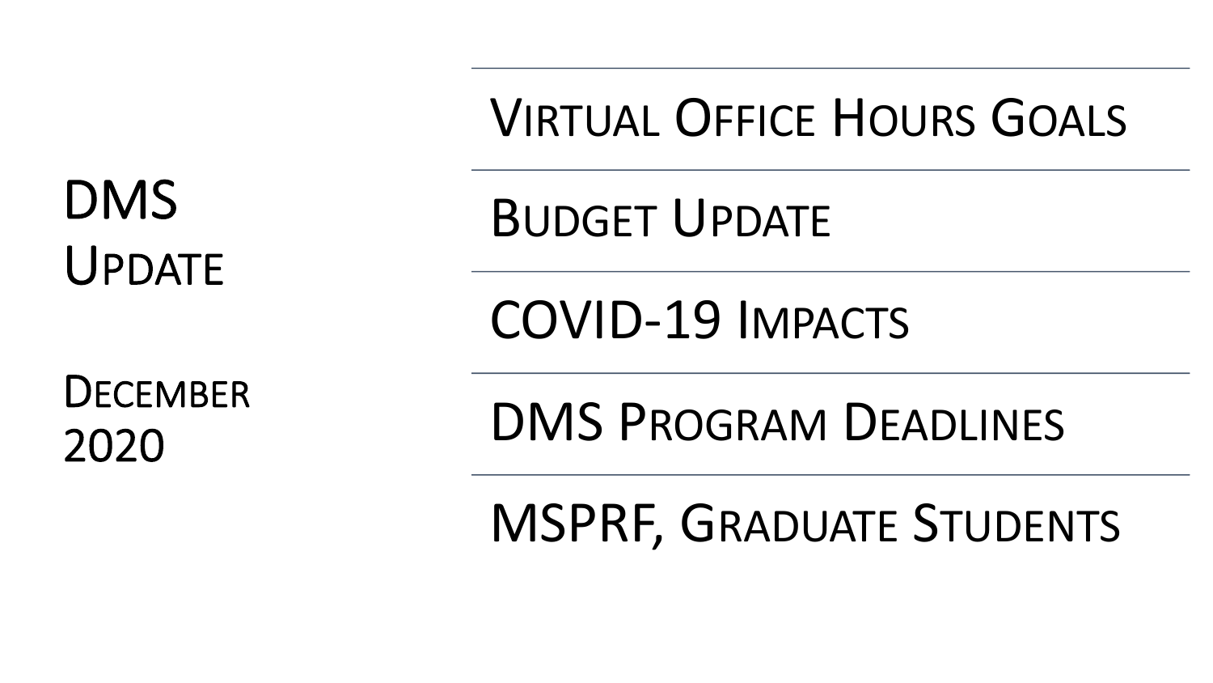# DMS Update

December 2020

- Virtual Office Hours Goals
- Budget Update
- COVID-19 Impacts
- DMS Program Deadlines
- MSPRF, Graduate Students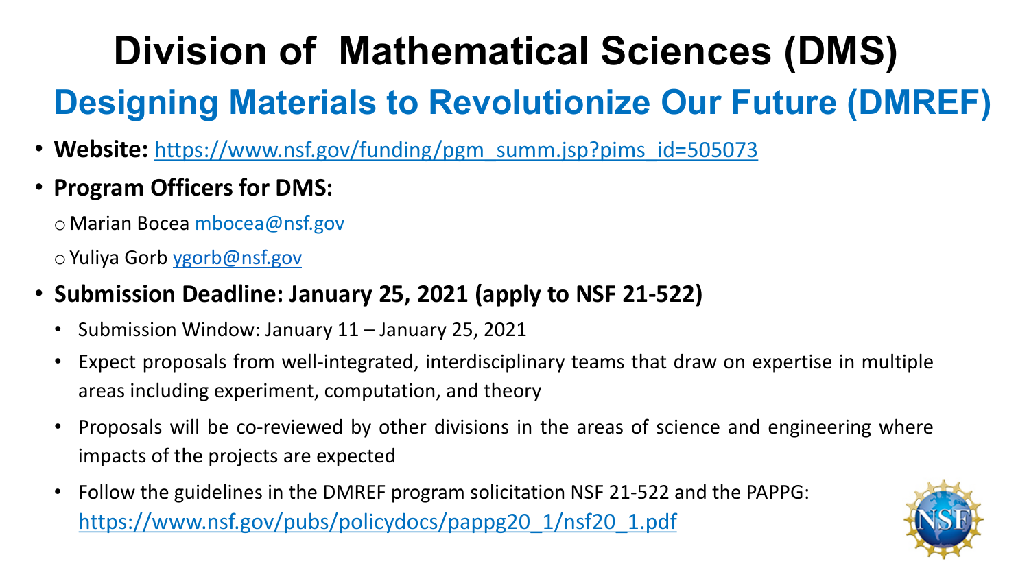# Division of Mathematical Sciences (DMS)

## Designing Materials to Revolutionize Our Future (DMREF)

- **Website:** https://www.nsf.gov/funding/pgm_summ.jsp?pims_id=505073
- **Program Officers for DMS:**
  - Marian Bocea mbocea@nsf.gov
  - Yuliya Gorb ygorb@nsf.gov
- **Submission Deadline: January 25, 2021 (apply to NSF 21-522)**
  - Submission Window: January 11 – January 25, 2021
  - Expect proposals from well-integrated, interdisciplinary teams that draw on expertise in multiple areas including experiment, computation, and theory
  - Proposals will be co-reviewed by other divisions in the areas of science and engineering where impacts of the projects are expected
  - Follow the guidelines in the DMREF program solicitation NSF 21-522 and the PAPPG: https://www.nsf.gov/pubs/policydocs/pappg20_1/nsf20_1.pdf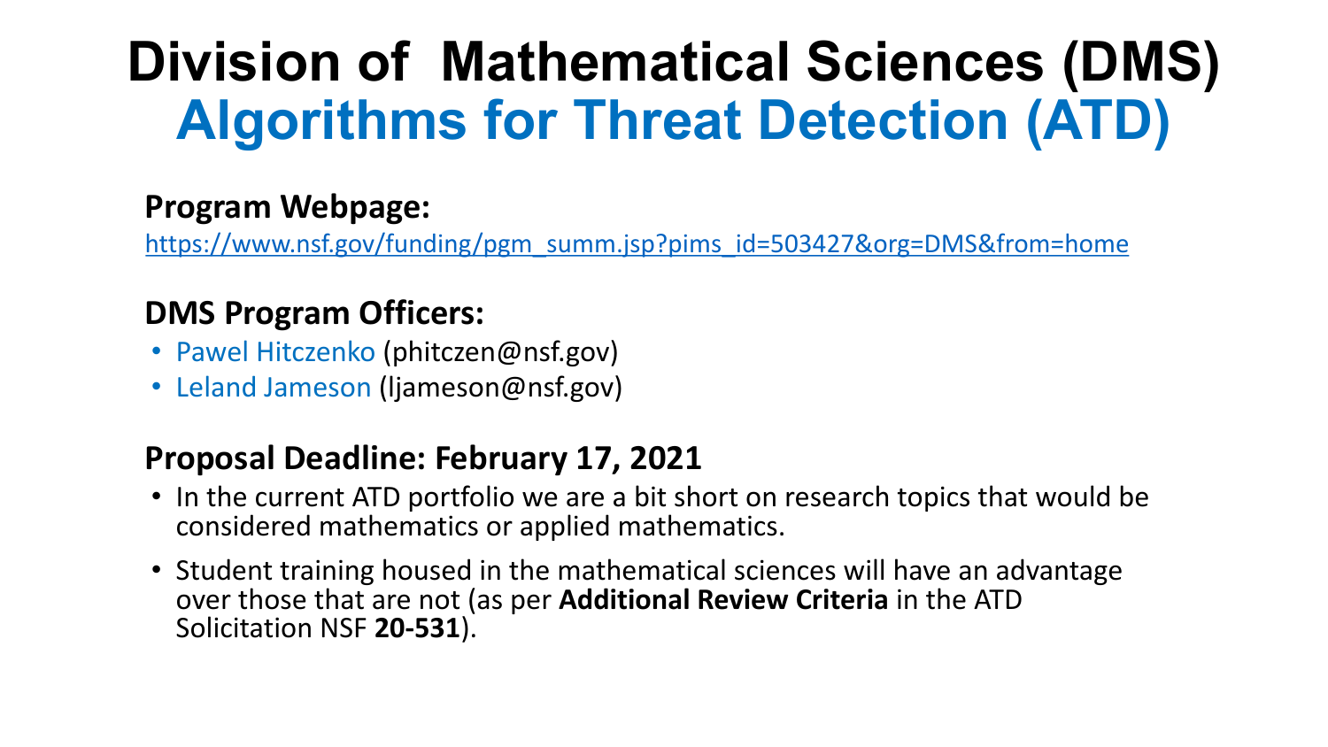# Division of Mathematical Sciences (DMS)
## Algorithms for Threat Detection (ATD)

**Program Webpage:**

https://www.nsf.gov/funding/pgm_summ.jsp?pims_id=503427&org=DMS&from=home

**DMS Program Officers:**

- Pawel Hitczenko (phitczen@nsf.gov)
- Leland Jameson (ljameson@nsf.gov)

**Proposal Deadline: February 17, 2021**

- In the current ATD portfolio we are a bit short on research topics that would be considered mathematics or applied mathematics.
- Student training housed in the mathematical sciences will have an advantage over those that are not (as per **Additional Review Criteria** in the ATD Solicitation NSF **20-531**).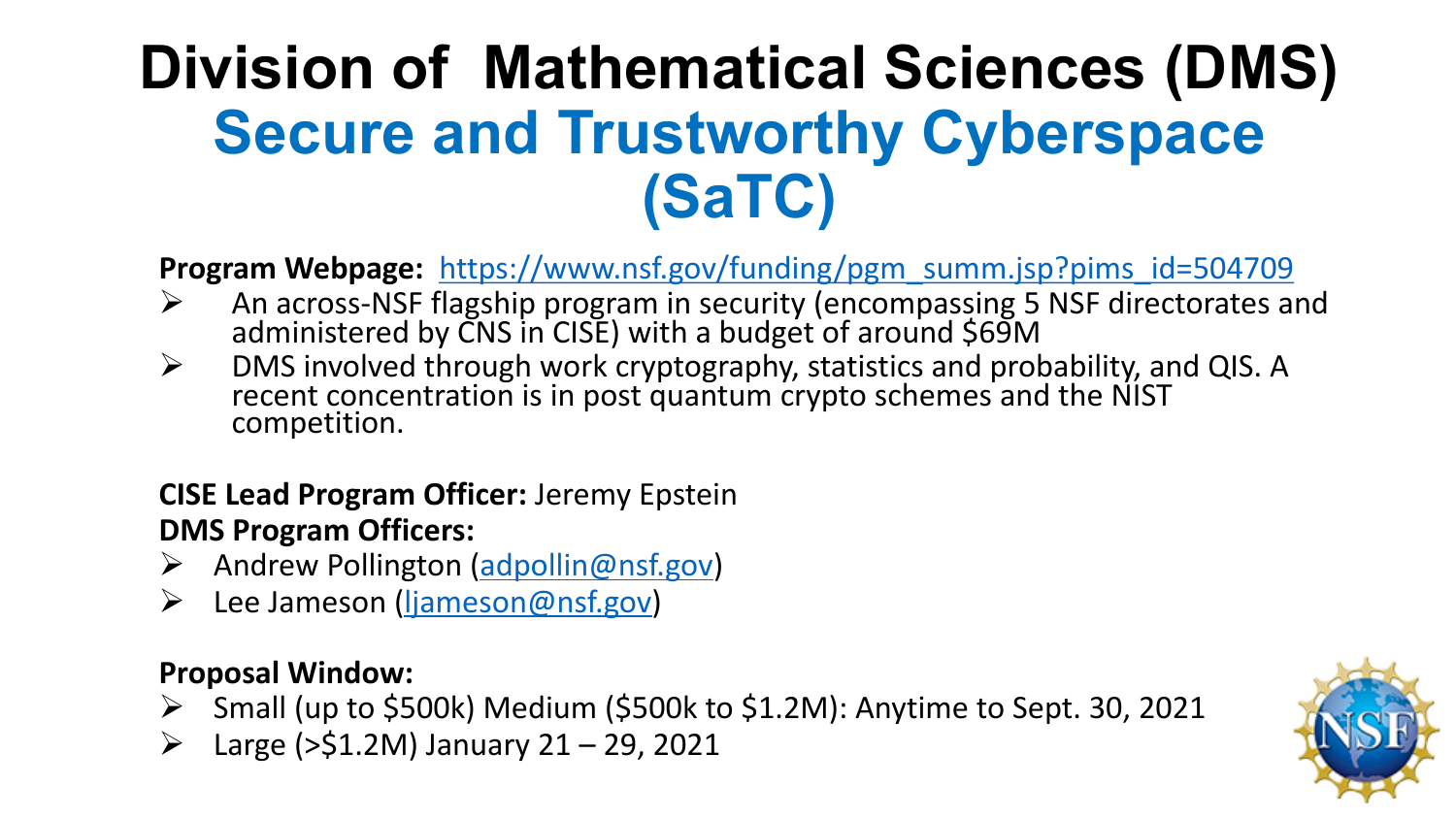# Division of Mathematical Sciences (DMS)

## Secure and Trustworthy Cyberspace (SaTC)

**Program Webpage:** https://www.nsf.gov/funding/pgm_summ.jsp?pims_id=504709

- An across-NSF flagship program in security (encompassing 5 NSF directorates and administered by CNS in CISE) with a budget of around $69M
- DMS involved through work cryptography, statistics and probability, and QIS. A recent concentration is in post quantum crypto schemes and the NIST competition.

**CISE Lead Program Officer:** Jeremy Epstein

**DMS Program Officers:**

- Andrew Pollington (adpollin@nsf.gov)
- Lee Jameson (ljameson@nsf.gov)

**Proposal Window:**

- Small (up to $500k) Medium ($500k to $1.2M): Anytime to Sept. 30, 2021
- Large (>$1.2M) January 21 – 29, 2021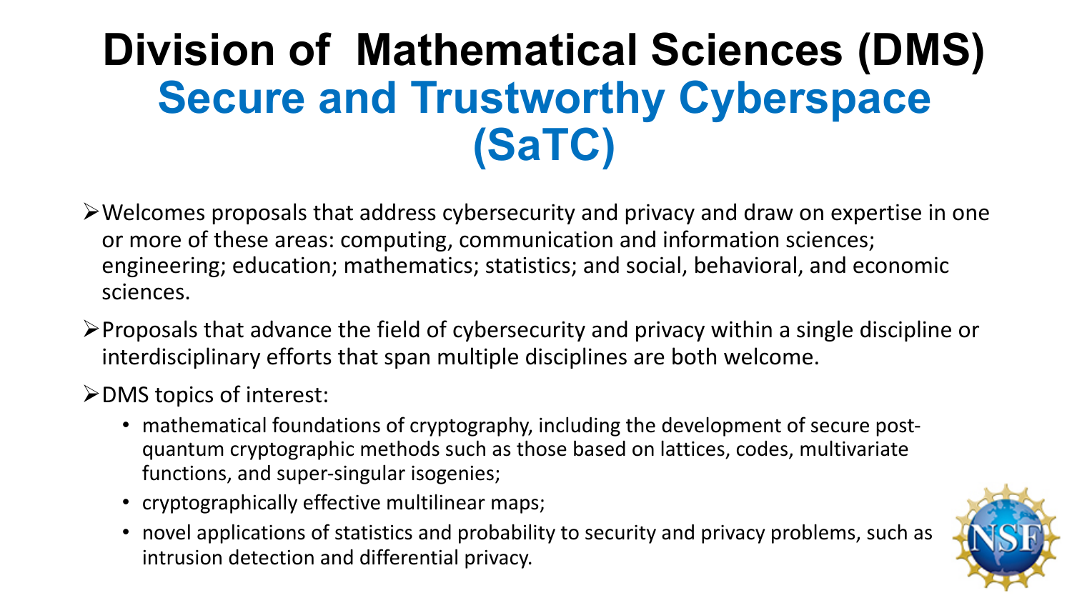# Division of Mathematical Sciences (DMS)

## Secure and Trustworthy Cyberspace (SaTC)

- Welcomes proposals that address cybersecurity and privacy and draw on expertise in one or more of these areas: computing, communication and information sciences; engineering; education; mathematics; statistics; and social, behavioral, and economic sciences.
- Proposals that advance the field of cybersecurity and privacy within a single discipline or interdisciplinary efforts that span multiple disciplines are both welcome.
- DMS topics of interest:
  - mathematical foundations of cryptography, including the development of secure post-quantum cryptographic methods such as those based on lattices, codes, multivariate functions, and super-singular isogenies;
  - cryptographically effective multilinear maps;
  - novel applications of statistics and probability to security and privacy problems, such as intrusion detection and differential privacy.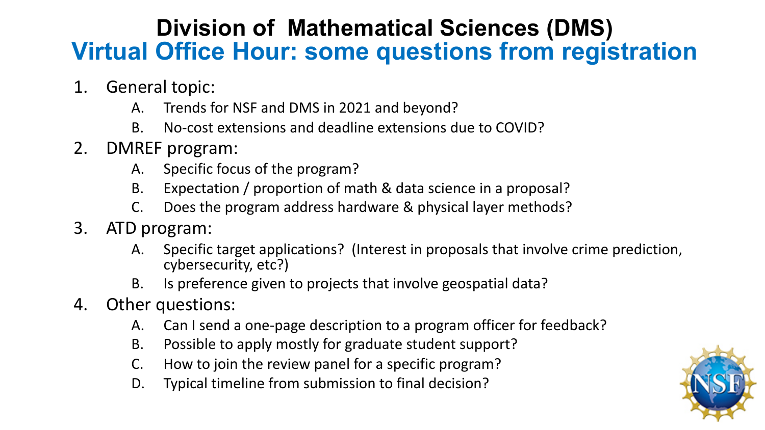# Division of Mathematical Sciences (DMS)

## Virtual Office Hour: some questions from registration

1. General topic:
    A. Trends for NSF and DMS in 2021 and beyond?
    B. No-cost extensions and deadline extensions due to COVID?
2. DMREF program:
    A. Specific focus of the program?
    B. Expectation / proportion of math & data science in a proposal?
    C. Does the program address hardware & physical layer methods?
3. ATD program:
    A. Specific target applications? (Interest in proposals that involve crime prediction, cybersecurity, etc?)
    B. Is preference given to projects that involve geospatial data?
4. Other questions:
    A. Can I send a one-page description to a program officer for feedback?
    B. Possible to apply mostly for graduate student support?
    C. How to join the review panel for a specific program?
    D. Typical timeline from submission to final decision?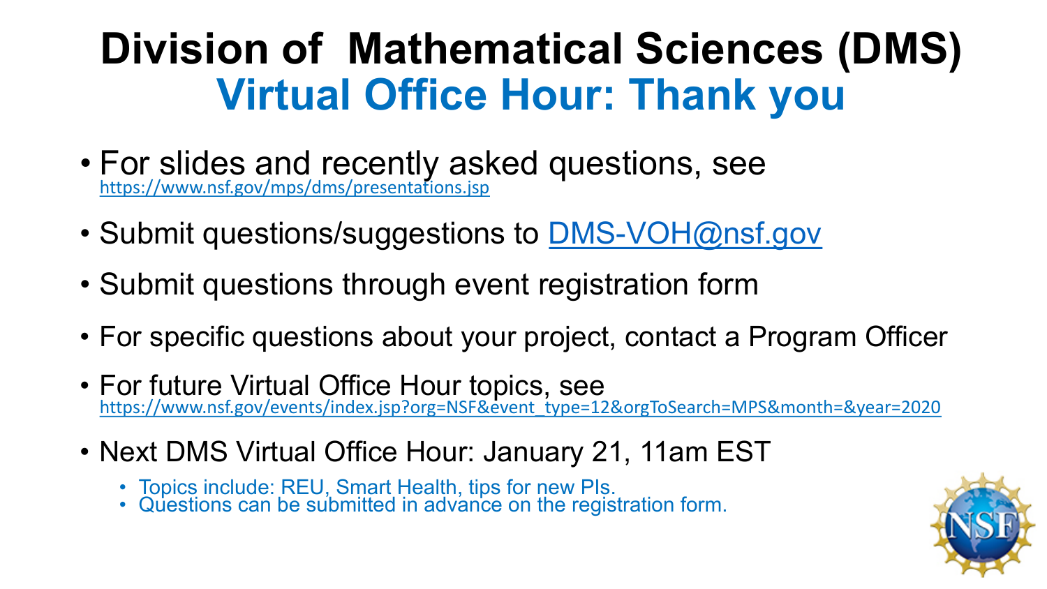# Division of Mathematical Sciences (DMS)
## Virtual Office Hour: Thank you

- For slides and recently asked questions, see https://www.nsf.gov/mps/dms/presentations.jsp
- Submit questions/suggestions to DMS-VOH@nsf.gov
- Submit questions through event registration form
- For specific questions about your project, contact a Program Officer
- For future Virtual Office Hour topics, see https://www.nsf.gov/events/index.jsp?org=NSF&event_type=12&orgToSearch=MPS&month=&year=2020
- Next DMS Virtual Office Hour: January 21, 11am EST
  - Topics include: REU, Smart Health, tips for new PIs.
  - Questions can be submitted in advance on the registration form.